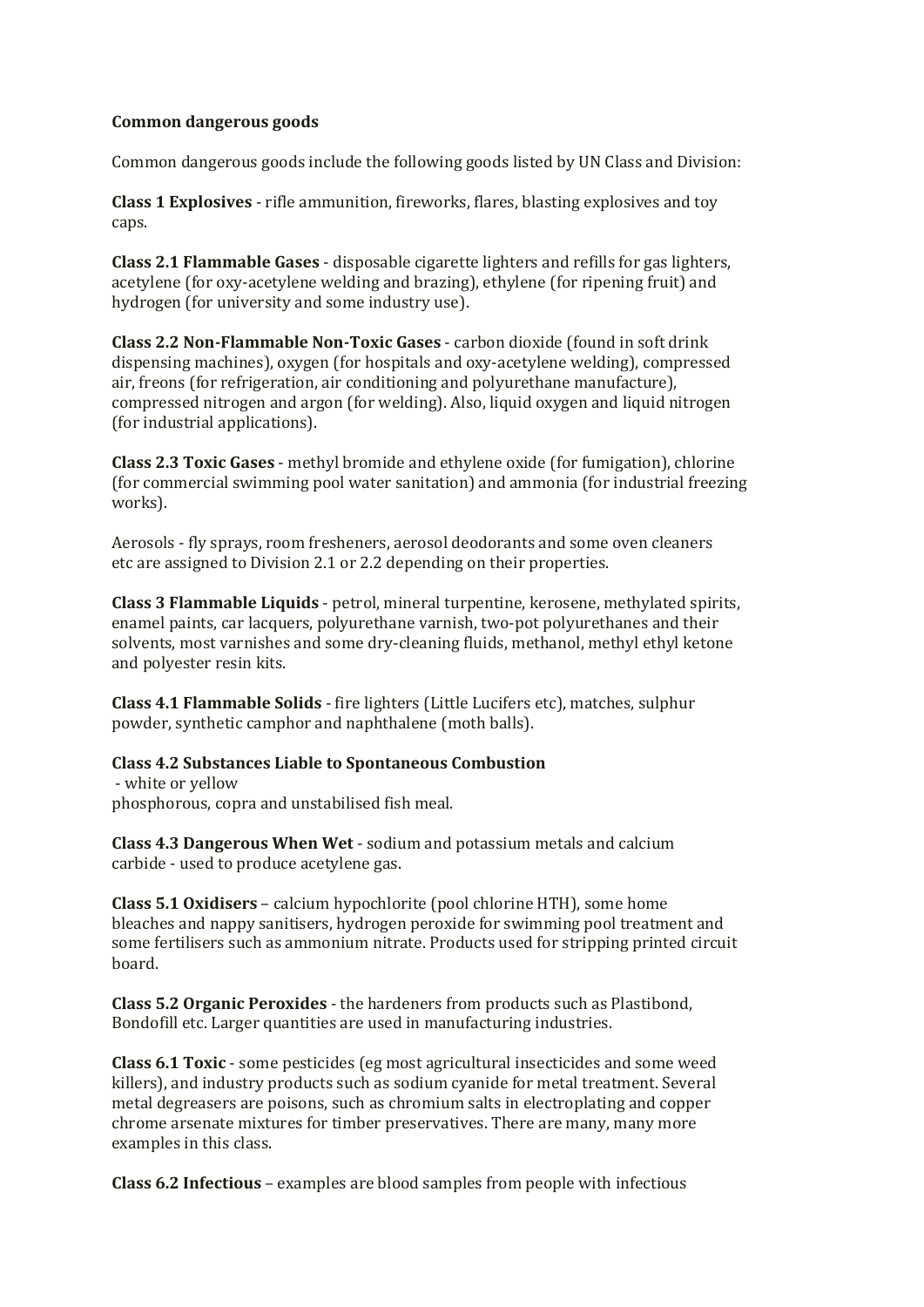**Common dangerous goods**

Common dangerous goods include the following goods listed by UN Class and Division:

**Class 1 Explosives** - rifle ammunition, fireworks, flares, blasting explosives and toy caps.

**Class 2.1 Flammable Gases** - disposable cigarette lighters and refills for gas lighters, acetylene (for oxy-acetylene welding and brazing), ethylene (for ripening fruit) and hydrogen (for university and some industry use).

**Class 2.2 Non-Flammable Non-Toxic Gases** - carbon dioxide (found in soft drink dispensing machines), oxygen (for hospitals and oxy-acetylene welding), compressed air, freons (for refrigeration, air conditioning and polyurethane manufacture), compressed nitrogen and argon (for welding). Also, liquid oxygen and liquid nitrogen (for industrial applications).

**Class 2.3 Toxic Gases** - methyl bromide and ethylene oxide (for fumigation), chlorine (for commercial swimming pool water sanitation) and ammonia (for industrial freezing works).

Aerosols - fly sprays, room fresheners, aerosol deodorants and some oven cleaners etc are assigned to Division 2.1 or 2.2 depending on their properties.

**Class 3 Flammable Liquids** - petrol, mineral turpentine, kerosene, methylated spirits, enamel paints, car lacquers, polyurethane varnish, two-pot polyurethanes and their solvents, most varnishes and some dry-cleaning fluids, methanol, methyl ethyl ketone and polyester resin kits.

**Class 4.1 Flammable Solids** - fire lighters (Little Lucifers etc), matches, sulphur powder, synthetic camphor and naphthalene (moth balls).

**Class 4.2 Substances Liable to Spontaneous Combustion** - white or yellow phosphorous, copra and unstabilised fish meal.

**Class 4.3 Dangerous When Wet** - sodium and potassium metals and calcium carbide - used to produce acetylene gas.

**Class 5.1 Oxidisers** – calcium hypochlorite (pool chlorine HTH), some home bleaches and nappy sanitisers, hydrogen peroxide for swimming pool treatment and some fertilisers such as ammonium nitrate. Products used for stripping printed circuit board.

**Class 5.2 Organic Peroxides** - the hardeners from products such as Plastibond, Bondofill etc. Larger quantities are used in manufacturing industries.

**Class 6.1 Toxic** - some pesticides (eg most agricultural insecticides and some weed killers), and industry products such as sodium cyanide for metal treatment. Several metal degreasers are poisons, such as chromium salts in electroplating and copper chrome arsenate mixtures for timber preservatives. There are many, many more examples in this class.

**Class 6.2 Infectious** – examples are blood samples from people with infectious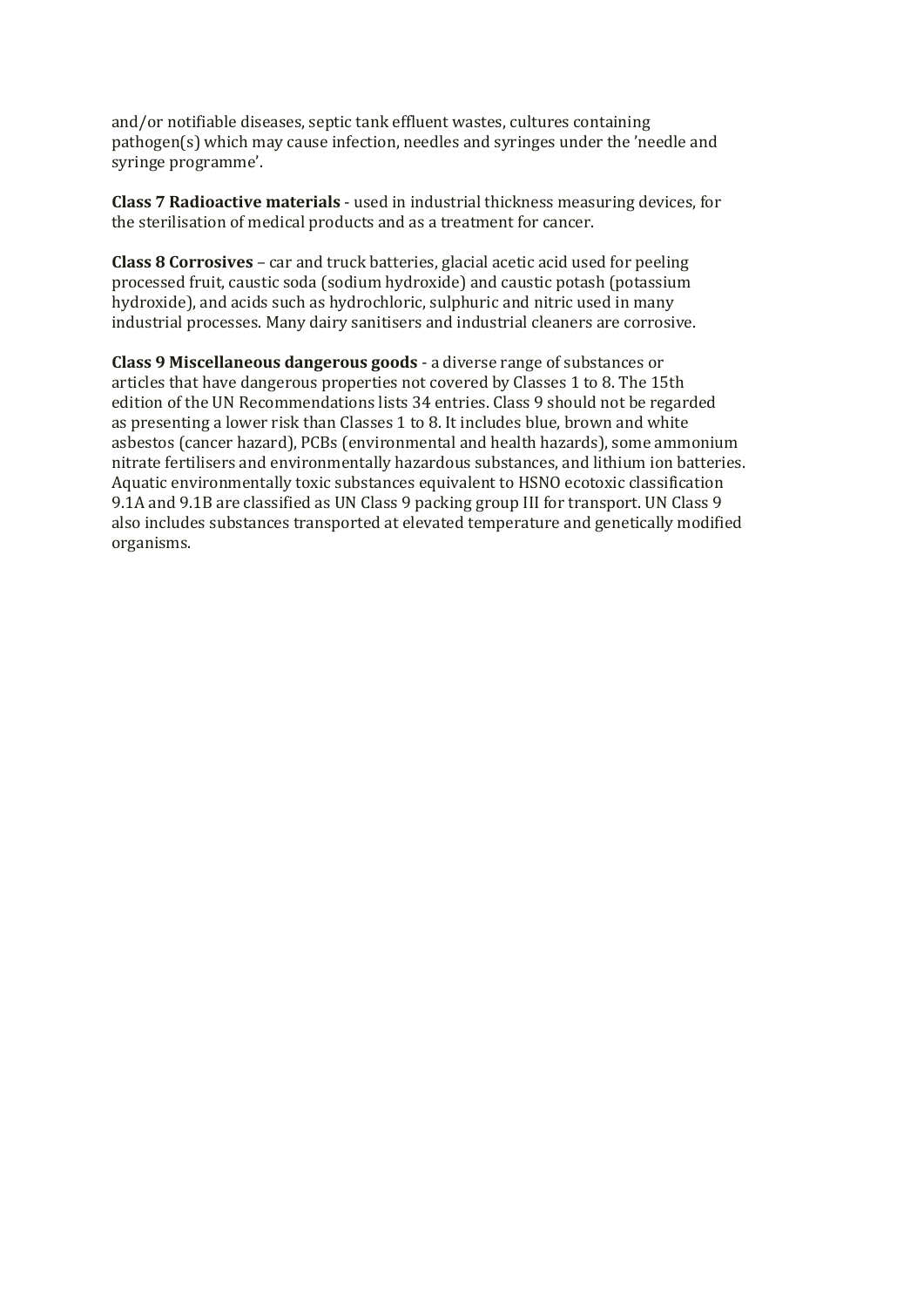and/or notifiable diseases, septic tank effluent wastes, cultures containing pathogen(s) which may cause infection, needles and syringes under the 'needle and syringe programme'.

**Class 7 Radioactive materials** - used in industrial thickness measuring devices, for the sterilisation of medical products and as a treatment for cancer.

**Class 8 Corrosives** – car and truck batteries, glacial acetic acid used for peeling processed fruit, caustic soda (sodium hydroxide) and caustic potash (potassium hydroxide), and acids such as hydrochloric, sulphuric and nitric used in many industrial processes. Many dairy sanitisers and industrial cleaners are corrosive.

**Class 9 Miscellaneous dangerous goods** - a diverse range of substances or articles that have dangerous properties not covered by Classes 1 to 8. The 15th edition of the UN Recommendations lists 34 entries. Class 9 should not be regarded as presenting a lower risk than Classes 1 to 8. It includes blue, brown and white asbestos (cancer hazard), PCBs (environmental and health hazards), some ammonium nitrate fertilisers and environmentally hazardous substances, and lithium ion batteries. Aquatic environmentally toxic substances equivalent to HSNO ecotoxic classification 9.1A and 9.1B are classified as UN Class 9 packing group III for transport. UN Class 9 also includes substances transported at elevated temperature and genetically modified organisms.